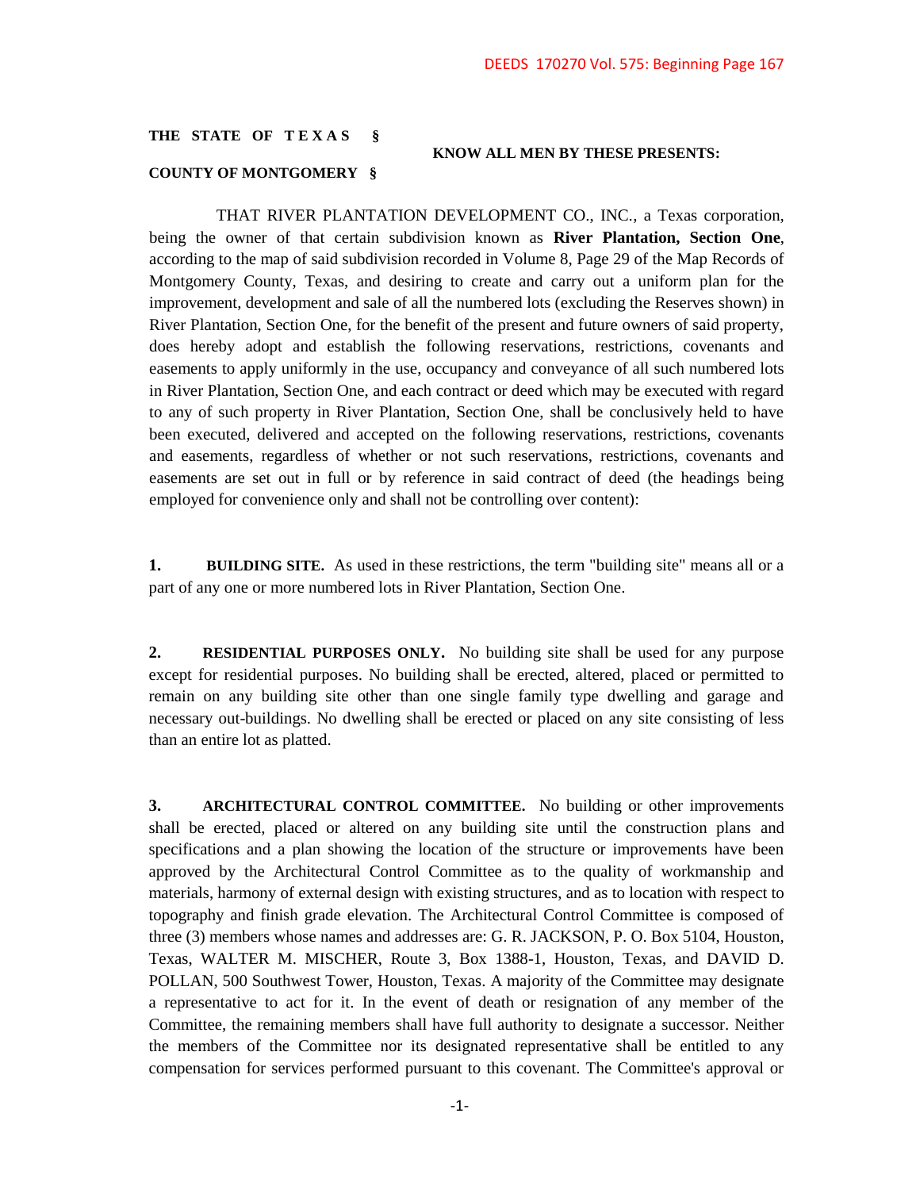DEEDS 170270 Vol. 575: Beginning Page 167

**THE STATE OF TEXAS §**

**KNOW ALL MEN BY THESE PRESENTS:**

**COUNTY OF MONTGOMERY §**

THAT RIVER PLANTATION DEVELOPMENT CO., INC., a Texas corporation, being the owner of that certain subdivision known as **River Plantation, Section One**, according to the map of said subdivision recorded in Volume 8, Page 29 of the Map Records of Montgomery County, Texas, and desiring to create and carry out a uniform plan for the improvement, development and sale of all the numbered lots (excluding the Reserves shown) in River Plantation, Section One, for the benefit of the present and future owners of said property, does hereby adopt and establish the following reservations, restrictions, covenants and easements to apply uniformly in the use, occupancy and conveyance of all such numbered lots in River Plantation, Section One, and each contract or deed which may be executed with regard to any of such property in River Plantation, Section One, shall be conclusively held to have been executed, delivered and accepted on the following reservations, restrictions, covenants and easements, regardless of whether or not such reservations, restrictions, covenants and easements are set out in full or by reference in said contract of deed (the headings being employed for convenience only and shall not be controlling over content):

**1. BUILDING SITE.** As used in these restrictions, the term "building site" means all or a part of any one or more numbered lots in River Plantation, Section One.

**2. RESIDENTIAL PURPOSES ONLY.** No building site shall be used for any purpose except for residential purposes. No building shall be erected, altered, placed or permitted to remain on any building site other than one single family type dwelling and garage and necessary out-buildings. No dwelling shall be erected or placed on any site consisting of less than an entire lot as platted.

**3. ARCHITECTURAL CONTROL COMMITTEE.** No building or other improvements shall be erected, placed or altered on any building site until the construction plans and specifications and a plan showing the location of the structure or improvements have been approved by the Architectural Control Committee as to the quality of workmanship and materials, harmony of external design with existing structures, and as to location with respect to topography and finish grade elevation. The Architectural Control Committee is composed of three (3) members whose names and addresses are: G. R. JACKSON, P. O. Box 5104, Houston, Texas, WALTER M. MISCHER, Route 3, Box 1388-1, Houston, Texas, and DAVID D. POLLAN, 500 Southwest Tower, Houston, Texas. A majority of the Committee may designate a representative to act for it. In the event of death or resignation of any member of the Committee, the remaining members shall have full authority to designate a successor. Neither the members of the Committee nor its designated representative shall be entitled to any compensation for services performed pursuant to this covenant. The Committee's approval or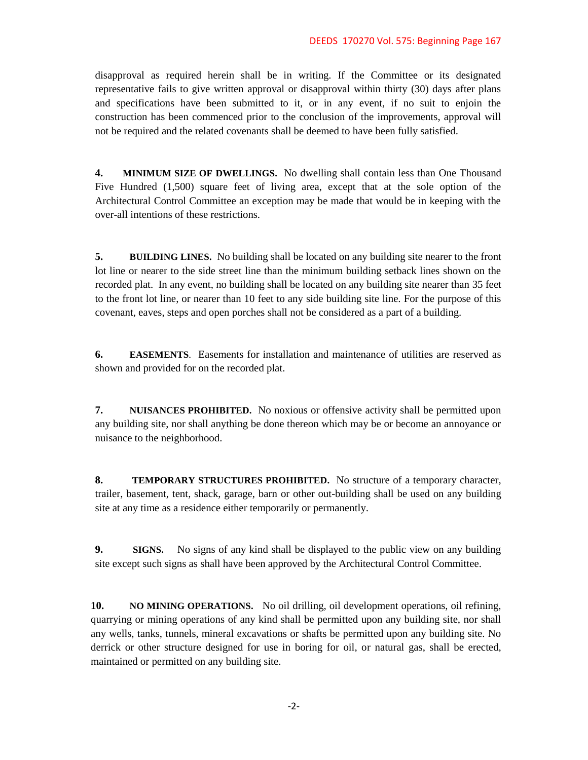disapproval as required herein shall be in writing. If the Committee or its designated representative fails to give written approval or disapproval within thirty (30) days after plans and specifications have been submitted to it, or in any event, if no suit to enjoin the construction has been commenced prior to the conclusion of the improvements, approval will not be required and the related covenants shall be deemed to have been fully satisfied.

**4. MINIMUM SIZE OF DWELLINGS.** No dwelling shall contain less than One Thousand Five Hundred (1,500) square feet of living area, except that at the sole option of the Architectural Control Committee an exception may be made that would be in keeping with the over-all intentions of these restrictions.

**5. BUILDING LINES.** No building shall be located on any building site nearer to the front lot line or nearer to the side street line than the minimum building setback lines shown on the recorded plat. In any event, no building shall be located on any building site nearer than 35 feet to the front lot line, or nearer than 10 feet to any side building site line. For the purpose of this covenant, eaves, steps and open porches shall not be considered as a part of a building.

**6. EASEMENTS**. Easements for installation and maintenance of utilities are reserved as shown and provided for on the recorded plat.

**7. NUISANCES PROHIBITED.** No noxious or offensive activity shall be permitted upon any building site, nor shall anything be done thereon which may be or become an annoyance or nuisance to the neighborhood.

**8. TEMPORARY STRUCTURES PROHIBITED.** No structure of a temporary character, trailer, basement, tent, shack, garage, barn or other out-building shall be used on any building site at any time as a residence either temporarily or permanently.

**9. SIGNS.** No signs of any kind shall be displayed to the public view on any building site except such signs as shall have been approved by the Architectural Control Committee.

**10. NO MINING OPERATIONS.** No oil drilling, oil development operations, oil refining, quarrying or mining operations of any kind shall be permitted upon any building site, nor shall any wells, tanks, tunnels, mineral excavations or shafts be permitted upon any building site. No derrick or other structure designed for use in boring for oil, or natural gas, shall be erected, maintained or permitted on any building site.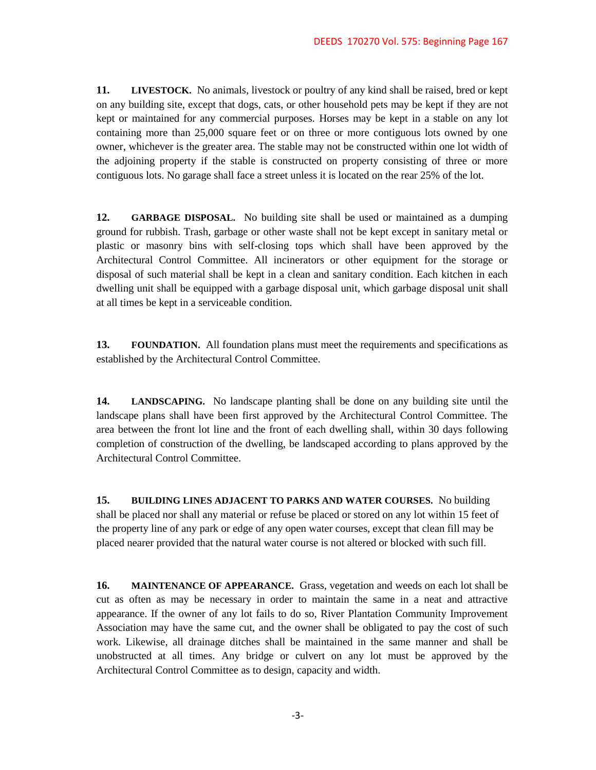**11. LIVESTOCK.** No animals, livestock or poultry of any kind shall be raised, bred or kept on any building site, except that dogs, cats, or other household pets may be kept if they are not kept or maintained for any commercial purposes. Horses may be kept in a stable on any lot containing more than 25,000 square feet or on three or more contiguous lots owned by one owner, whichever is the greater area. The stable may not be constructed within one lot width of the adjoining property if the stable is constructed on property consisting of three or more contiguous lots. No garage shall face a street unless it is located on the rear 25% of the lot.

**12. GARBAGE DISPOSAL.** No building site shall be used or maintained as a dumping ground for rubbish. Trash, garbage or other waste shall not be kept except in sanitary metal or plastic or masonry bins with self-closing tops which shall have been approved by the Architectural Control Committee. All incinerators or other equipment for the storage or disposal of such material shall be kept in a clean and sanitary condition. Each kitchen in each dwelling unit shall be equipped with a garbage disposal unit, which garbage disposal unit shall at all times be kept in a serviceable condition.

**13. FOUNDATION.** All foundation plans must meet the requirements and specifications as established by the Architectural Control Committee.

**14. LANDSCAPING.** No landscape planting shall be done on any building site until the landscape plans shall have been first approved by the Architectural Control Committee. The area between the front lot line and the front of each dwelling shall, within 30 days following completion of construction of the dwelling, be landscaped according to plans approved by the Architectural Control Committee.

**15. BUILDING LINES ADJACENT TO PARKS AND WATER COURSES.** No building shall be placed nor shall any material or refuse be placed or stored on any lot within 15 feet of the property line of any park or edge of any open water courses, except that clean fill may be placed nearer provided that the natural water course is not altered or blocked with such fill.

**16. MAINTENANCE OF APPEARANCE.** Grass, vegetation and weeds on each lot shall be cut as often as may be necessary in order to maintain the same in a neat and attractive appearance. If the owner of any lot fails to do so, River Plantation Community Improvement Association may have the same cut, and the owner shall be obligated to pay the cost of such work. Likewise, all drainage ditches shall be maintained in the same manner and shall be unobstructed at all times. Any bridge or culvert on any lot must be approved by the Architectural Control Committee as to design, capacity and width.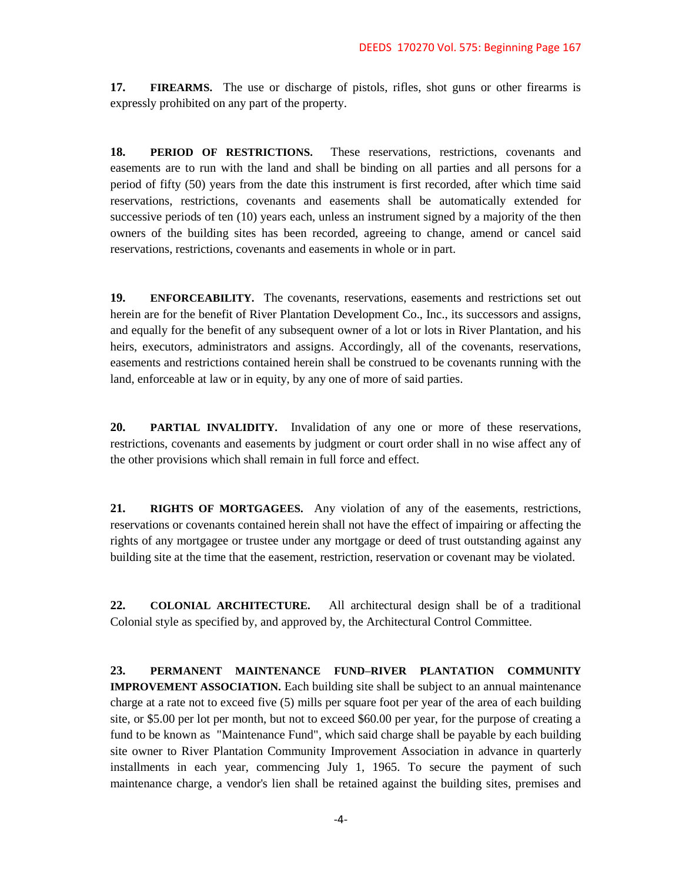**17. FIREARMS.** The use or discharge of pistols, rifles, shot guns or other firearms is expressly prohibited on any part of the property.

**18. PERIOD OF RESTRICTIONS.** These reservations, restrictions, covenants and easements are to run with the land and shall be binding on all parties and all persons for a period of fifty (50) years from the date this instrument is first recorded, after which time said reservations, restrictions, covenants and easements shall be automatically extended for successive periods of ten (10) years each, unless an instrument signed by a majority of the then owners of the building sites has been recorded, agreeing to change, amend or cancel said reservations, restrictions, covenants and easements in whole or in part.

**19. ENFORCEABILITY.** The covenants, reservations, easements and restrictions set out herein are for the benefit of River Plantation Development Co., Inc., its successors and assigns, and equally for the benefit of any subsequent owner of a lot or lots in River Plantation, and his heirs, executors, administrators and assigns. Accordingly, all of the covenants, reservations, easements and restrictions contained herein shall be construed to be covenants running with the land, enforceable at law or in equity, by any one of more of said parties.

**20. PARTIAL INVALIDITY.** Invalidation of any one or more of these reservations, restrictions, covenants and easements by judgment or court order shall in no wise affect any of the other provisions which shall remain in full force and effect.

**21. RIGHTS OF MORTGAGEES.** Any violation of any of the easements, restrictions, reservations or covenants contained herein shall not have the effect of impairing or affecting the rights of any mortgagee or trustee under any mortgage or deed of trust outstanding against any building site at the time that the easement, restriction, reservation or covenant may be violated.

**22. COLONIAL ARCHITECTURE.** All architectural design shall be of a traditional Colonial style as specified by, and approved by, the Architectural Control Committee.

**23. PERMANENT MAINTENANCE FUND–RIVER PLANTATION COMMUNITY IMPROVEMENT ASSOCIATION.** Each building site shall be subject to an annual maintenance charge at a rate not to exceed five (5) mills per square foot per year of the area of each building site, or $5.00 per lot per month, but not to exceed $60.00 per year, for the purpose of creating a fund to be known as "Maintenance Fund", which said charge shall be payable by each building site owner to River Plantation Community Improvement Association in advance in quarterly installments in each year, commencing July 1, 1965. To secure the payment of such maintenance charge, a vendor's lien shall be retained against the building sites, premises and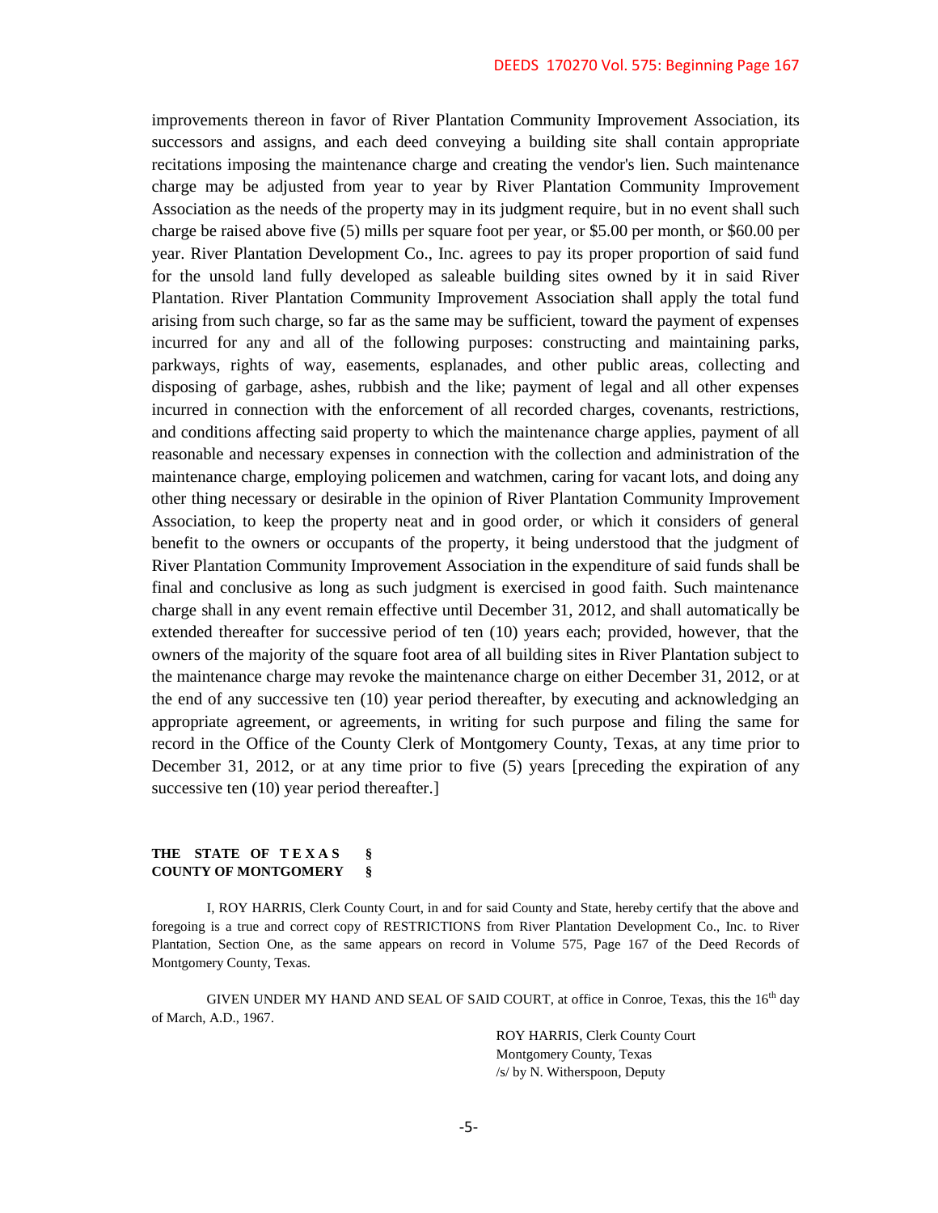improvements thereon in favor of River Plantation Community Improvement Association, its successors and assigns, and each deed conveying a building site shall contain appropriate recitations imposing the maintenance charge and creating the vendor's lien. Such maintenance charge may be adjusted from year to year by River Plantation Community Improvement Association as the needs of the property may in its judgment require, but in no event shall such charge be raised above five (5) mills per square foot per year, or $5.00 per month, or $60.00 per year. River Plantation Development Co., Inc. agrees to pay its proper proportion of said fund for the unsold land fully developed as saleable building sites owned by it in said River Plantation. River Plantation Community Improvement Association shall apply the total fund arising from such charge, so far as the same may be sufficient, toward the payment of expenses incurred for any and all of the following purposes: constructing and maintaining parks, parkways, rights of way, easements, esplanades, and other public areas, collecting and disposing of garbage, ashes, rubbish and the like; payment of legal and all other expenses incurred in connection with the enforcement of all recorded charges, covenants, restrictions, and conditions affecting said property to which the maintenance charge applies, payment of all reasonable and necessary expenses in connection with the collection and administration of the maintenance charge, employing policemen and watchmen, caring for vacant lots, and doing any other thing necessary or desirable in the opinion of River Plantation Community Improvement Association, to keep the property neat and in good order, or which it considers of general benefit to the owners or occupants of the property, it being understood that the judgment of River Plantation Community Improvement Association in the expenditure of said funds shall be final and conclusive as long as such judgment is exercised in good faith. Such maintenance charge shall in any event remain effective until December 31, 2012, and shall automatically be extended thereafter for successive period of ten (10) years each; provided, however, that the owners of the majority of the square foot area of all building sites in River Plantation subject to the maintenance charge may revoke the maintenance charge on either December 31, 2012, or at the end of any successive ten (10) year period thereafter, by executing and acknowledging an appropriate agreement, or agreements, in writing for such purpose and filing the same for record in the Office of the County Clerk of Montgomery County, Texas, at any time prior to December 31, 2012, or at any time prior to five (5) years [preceding the expiration of any successive ten (10) year period thereafter.]

**THE STATE OF TEXAS §**
**COUNTY OF MONTGOMERY §**

I, ROY HARRIS, Clerk County Court, in and for said County and State, hereby certify that the above and foregoing is a true and correct copy of RESTRICTIONS from River Plantation Development Co., Inc. to River Plantation, Section One, as the same appears on record in Volume 575, Page 167 of the Deed Records of Montgomery County, Texas.

GIVEN UNDER MY HAND AND SEAL OF SAID COURT, at office in Conroe, Texas, this the 16th day of March, A.D., 1967.

ROY HARRIS, Clerk County Court
Montgomery County, Texas
/s/ by N. Witherspoon, Deputy